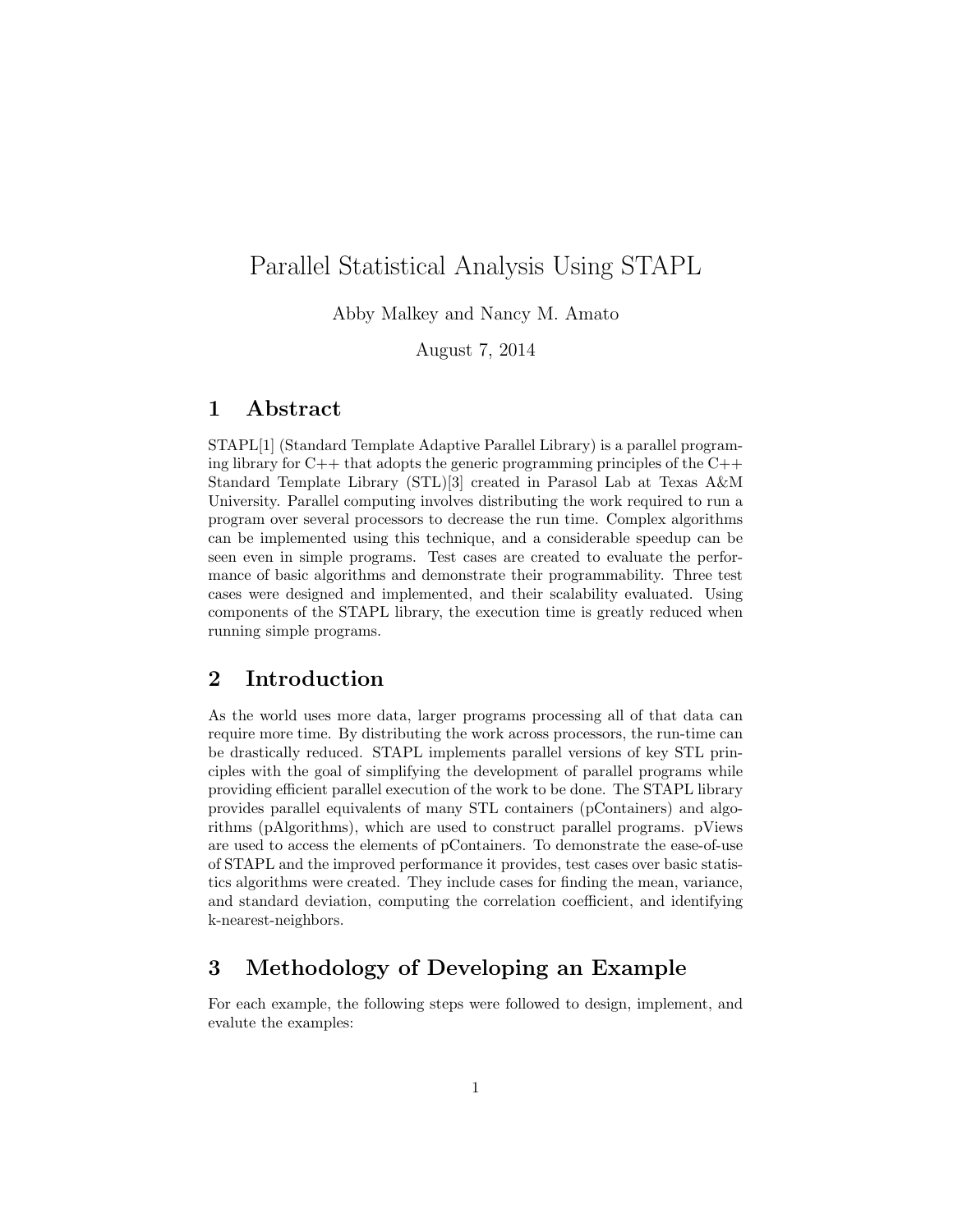# Parallel Statistical Analysis Using STAPL

Abby Malkey and Nancy M. Amato

August 7, 2014

## 1 Abstract

STAPL[1] (Standard Template Adaptive Parallel Library) is a parallel programing library for C++ that adopts the generic programming principles of the C++ Standard Template Library (STL)[3] created in Parasol Lab at Texas A&M University. Parallel computing involves distributing the work required to run a program over several processors to decrease the run time. Complex algorithms can be implemented using this technique, and a considerable speedup can be seen even in simple programs. Test cases are created to evaluate the performance of basic algorithms and demonstrate their programmability. Three test cases were designed and implemented, and their scalability evaluated. Using components of the STAPL library, the execution time is greatly reduced when running simple programs.

## 2 Introduction

As the world uses more data, larger programs processing all of that data can require more time. By distributing the work across processors, the run-time can be drastically reduced. STAPL implements parallel versions of key STL principles with the goal of simplifying the development of parallel programs while providing efficient parallel execution of the work to be done. The STAPL library provides parallel equivalents of many STL containers (pContainers) and algorithms (pAlgorithms), which are used to construct parallel programs. pViews are used to access the elements of pContainers. To demonstrate the ease-of-use of STAPL and the improved performance it provides, test cases over basic statistics algorithms were created. They include cases for finding the mean, variance, and standard deviation, computing the correlation coefficient, and identifying k-nearest-neighbors.

## 3 Methodology of Developing an Example

For each example, the following steps were followed to design, implement, and evalute the examples: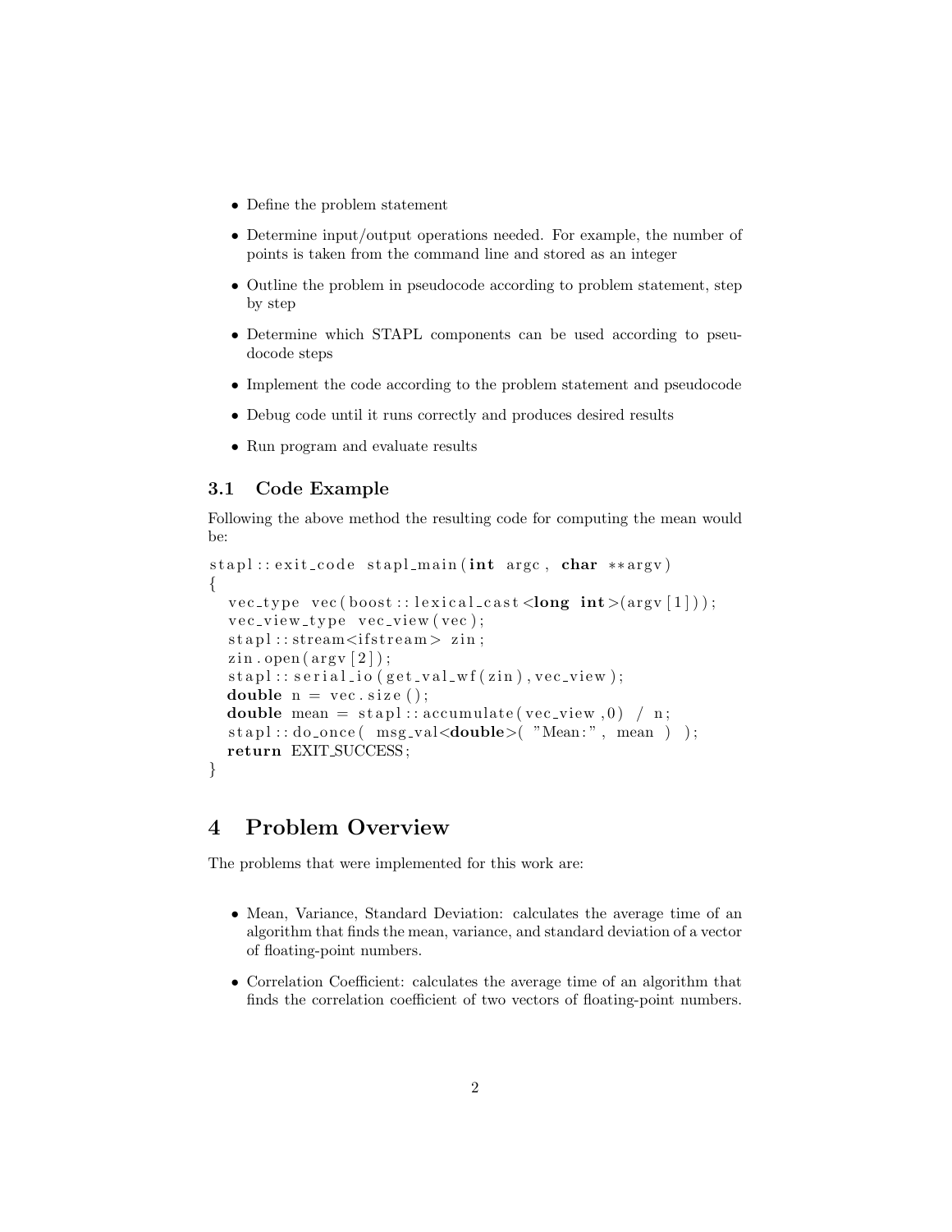- Define the problem statement
- Determine input/output operations needed. For example, the number of points is taken from the command line and stored as an integer
- Outline the problem in pseudocode according to problem statement, step by step
- Determine which STAPL components can be used according to pseudocode steps
- Implement the code according to the problem statement and pseudocode
- Debug code until it runs correctly and produces desired results
- Run program and evaluate results

### 3.1 Code Example

Following the above method the resulting code for computing the mean would be:

```
stapl::exit_code stapl_main(int argc, char **argv)
{
  vec_type vec(boost::lexical_cast<long int>(argv[1]));
  vec_view_type vec_view(vec);
  stapl::stream<ifstream> zin;
  zin.open(argv[2]);
  stapl::serial_io(get_val_wf(zin), vec_view);
  double n = vec.size();
  double mean = stapl::accumulate(vec_view,0) / n;
  stapl::do_once( msg_val<double>( "Mean:", mean ) );
  return EXIT_SUCCESS;
}
```

## 4 Problem Overview

The problems that were implemented for this work are:

- Mean, Variance, Standard Deviation: calculates the average time of an algorithm that finds the mean, variance, and standard deviation of a vector of floating-point numbers.
- Correlation Coefficient: calculates the average time of an algorithm that finds the correlation coefficient of two vectors of floating-point numbers.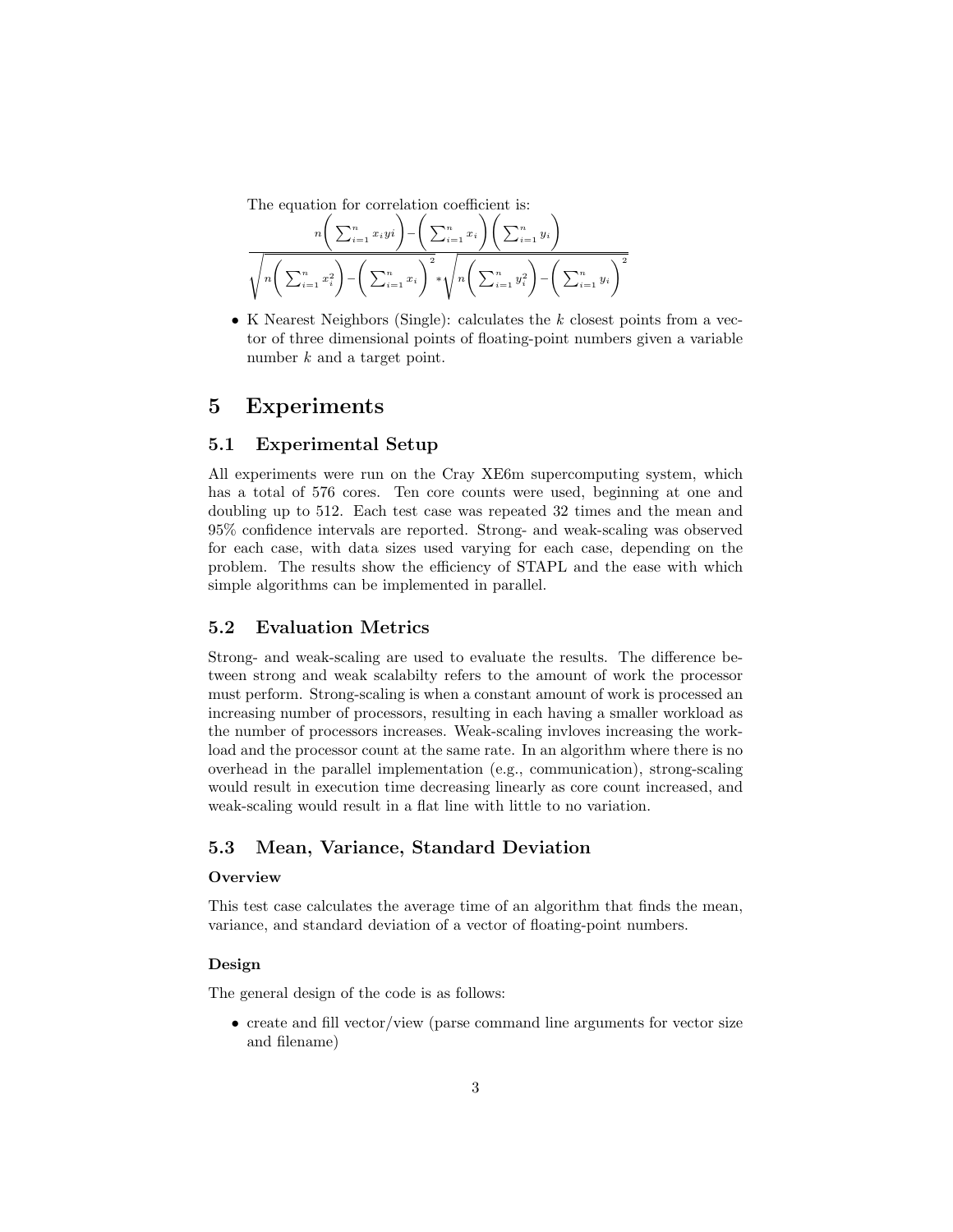The equation for correlation coefficient is:

$$\frac{n\left(\sum_{i=1}^{n} x_i yi\right) - \left(\sum_{i=1}^{n} x_i\right)\left(\sum_{i=1}^{n} y_i\right)}{\sqrt{n\left(\sum_{i=1}^{n} x_i^2\right) - \left(\sum_{i=1}^{n} x_i\right)^2} * \sqrt{n\left(\sum_{i=1}^{n} y_i^2\right) - \left(\sum_{i=1}^{n} y_i\right)^2}}$$

- K Nearest Neighbors (Single): calculates the $k$ closest points from a vector of three dimensional points of floating-point numbers given a variable number $k$ and a target point.

# 5 Experiments

## 5.1 Experimental Setup

All experiments were run on the Cray XE6m supercomputing system, which has a total of 576 cores. Ten core counts were used, beginning at one and doubling up to 512. Each test case was repeated 32 times and the mean and 95% confidence intervals are reported. Strong- and weak-scaling was observed for each case, with data sizes used varying for each case, depending on the problem. The results show the efficiency of STAPL and the ease with which simple algorithms can be implemented in parallel.

## 5.2 Evaluation Metrics

Strong- and weak-scaling are used to evaluate the results. The difference between strong and weak scalabilty refers to the amount of work the processor must perform. Strong-scaling is when a constant amount of work is processed an increasing number of processors, resulting in each having a smaller workload as the number of processors increases. Weak-scaling invloves increasing the workload and the processor count at the same rate. In an algorithm where there is no overhead in the parallel implementation (e.g., communication), strong-scaling would result in execution time decreasing linearly as core count increased, and weak-scaling would result in a flat line with little to no variation.

## 5.3 Mean, Variance, Standard Deviation

#### Overview

This test case calculates the average time of an algorithm that finds the mean, variance, and standard deviation of a vector of floating-point numbers.

#### Design

The general design of the code is as follows:

- create and fill vector/view (parse command line arguments for vector size and filename)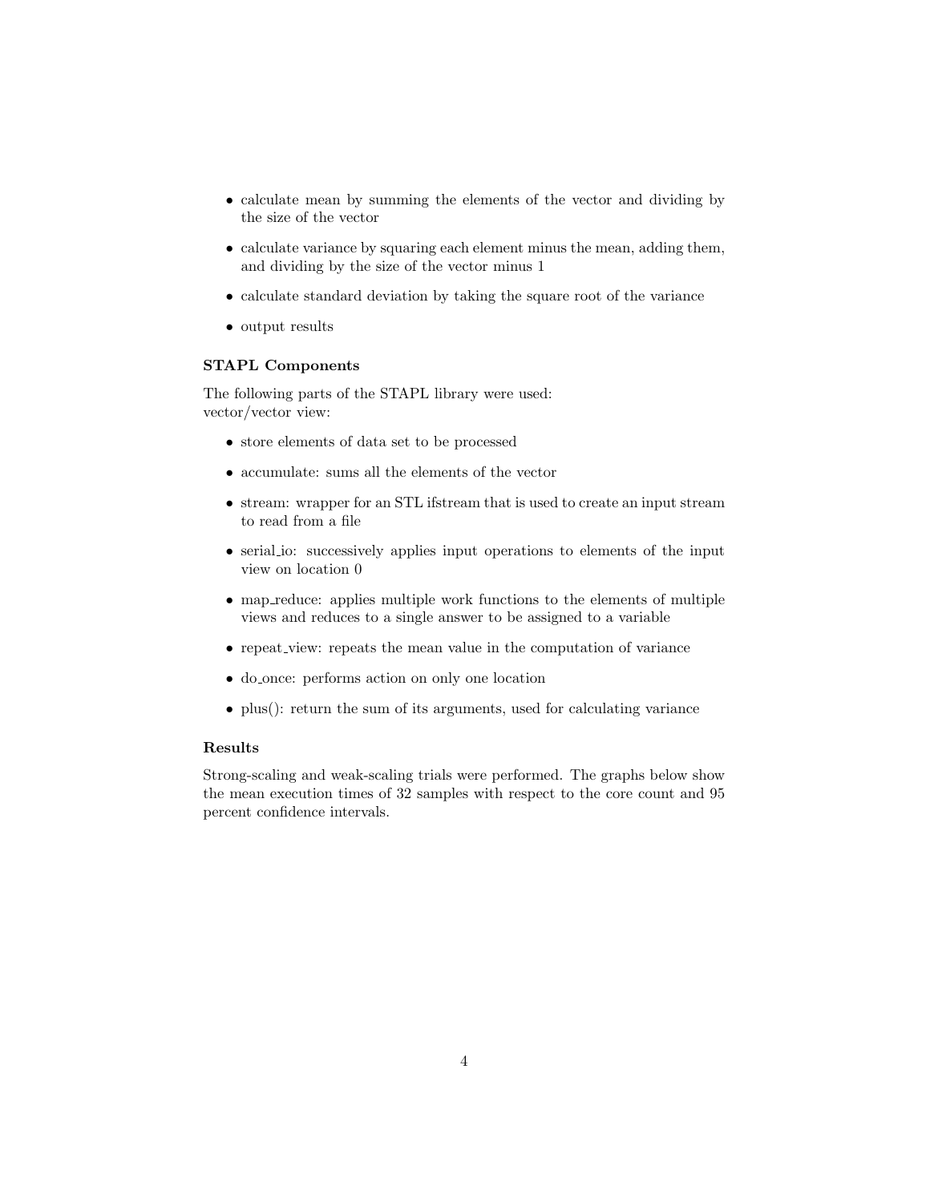- calculate mean by summing the elements of the vector and dividing by the size of the vector
- calculate variance by squaring each element minus the mean, adding them, and dividing by the size of the vector minus 1
- calculate standard deviation by taking the square root of the variance
- output results

### STAPL Components

The following parts of the STAPL library were used:
vector/vector view:

- store elements of data set to be processed
- accumulate: sums all the elements of the vector
- stream: wrapper for an STL ifstream that is used to create an input stream to read from a file
- serial_io: successively applies input operations to elements of the input view on location 0
- map_reduce: applies multiple work functions to the elements of multiple views and reduces to a single answer to be assigned to a variable
- repeat_view: repeats the mean value in the computation of variance
- do_once: performs action on only one location
- plus(): return the sum of its arguments, used for calculating variance

### Results

Strong-scaling and weak-scaling trials were performed. The graphs below show the mean execution times of 32 samples with respect to the core count and 95 percent confidence intervals.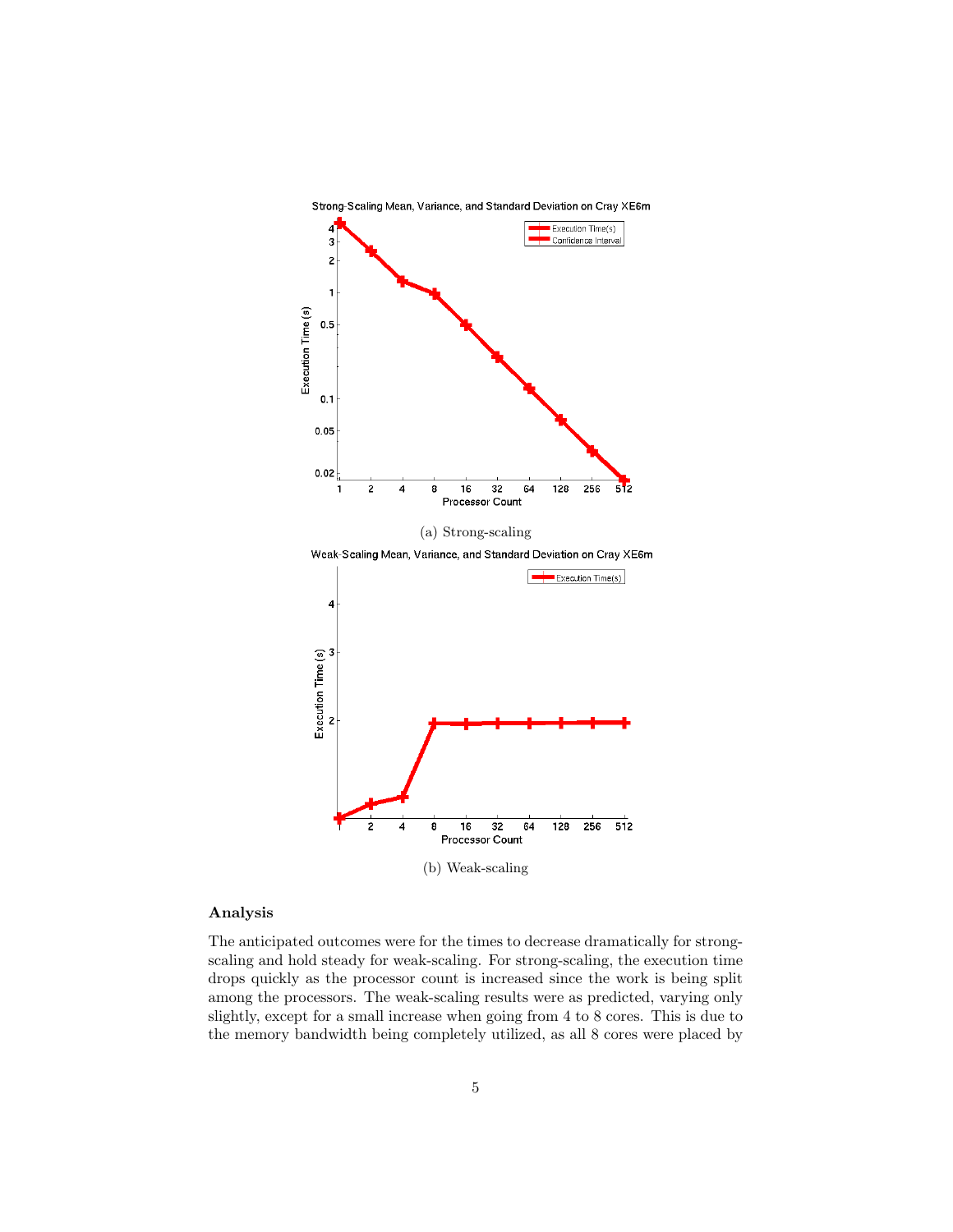(a) Strong-scaling

(b) Weak-scaling

### Analysis

The anticipated outcomes were for the times to decrease dramatically for strong-scaling and hold steady for weak-scaling. For strong-scaling, the execution time drops quickly as the processor count is increased since the work is being split among the processors. The weak-scaling results were as predicted, varying only slightly, except for a small increase when going from 4 to 8 cores. This is due to the memory bandwidth being completely utilized, as all 8 cores were placed by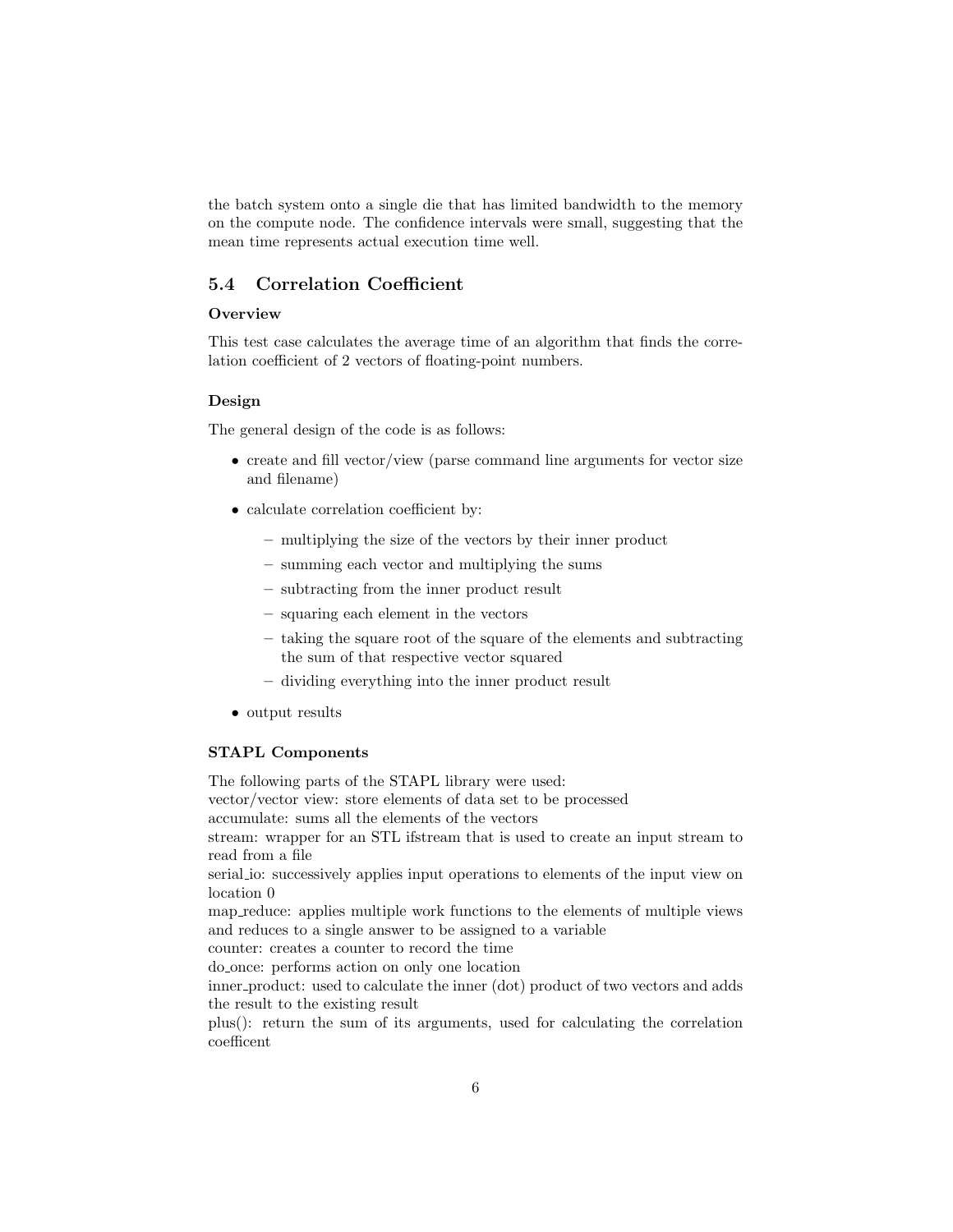the batch system onto a single die that has limited bandwidth to the memory on the compute node. The confidence intervals were small, suggesting that the mean time represents actual execution time well.

## 5.4 Correlation Coefficient

### Overview

This test case calculates the average time of an algorithm that finds the correlation coefficient of 2 vectors of floating-point numbers.

### Design

The general design of the code is as follows:

- create and fill vector/view (parse command line arguments for vector size and filename)
- calculate correlation coefficient by:
  - multiplying the size of the vectors by their inner product
  - summing each vector and multiplying the sums
  - subtracting from the inner product result
  - squaring each element in the vectors
  - taking the square root of the square of the elements and subtracting the sum of that respective vector squared
  - dividing everything into the inner product result
- output results

### STAPL Components

The following parts of the STAPL library were used:
vector/vector view: store elements of data set to be processed
accumulate: sums all the elements of the vectors
stream: wrapper for an STL ifstream that is used to create an input stream to read from a file
serial_io: successively applies input operations to elements of the input view on location 0
map_reduce: applies multiple work functions to the elements of multiple views and reduces to a single answer to be assigned to a variable
counter: creates a counter to record the time
do_once: performs action on only one location
inner_product: used to calculate the inner (dot) product of two vectors and adds the result to the existing result
plus(): return the sum of its arguments, used for calculating the correlation coefficent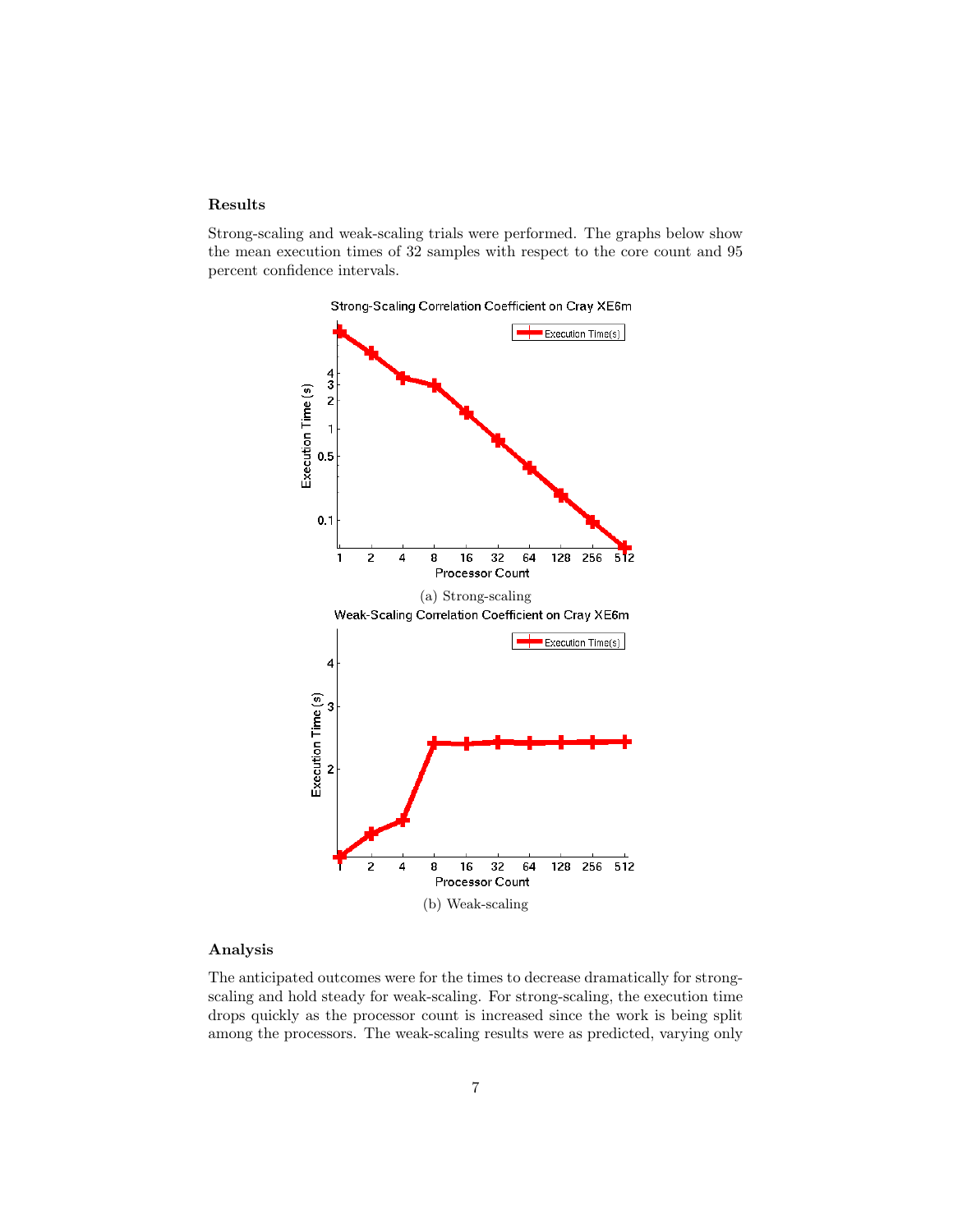### Results

Strong-scaling and weak-scaling trials were performed. The graphs below show the mean execution times of 32 samples with respect to the core count and 95 percent confidence intervals.

(a) Strong-scaling

(b) Weak-scaling

### Analysis

The anticipated outcomes were for the times to decrease dramatically for strong-scaling and hold steady for weak-scaling. For strong-scaling, the execution time drops quickly as the processor count is increased since the work is being split among the processors. The weak-scaling results were as predicted, varying only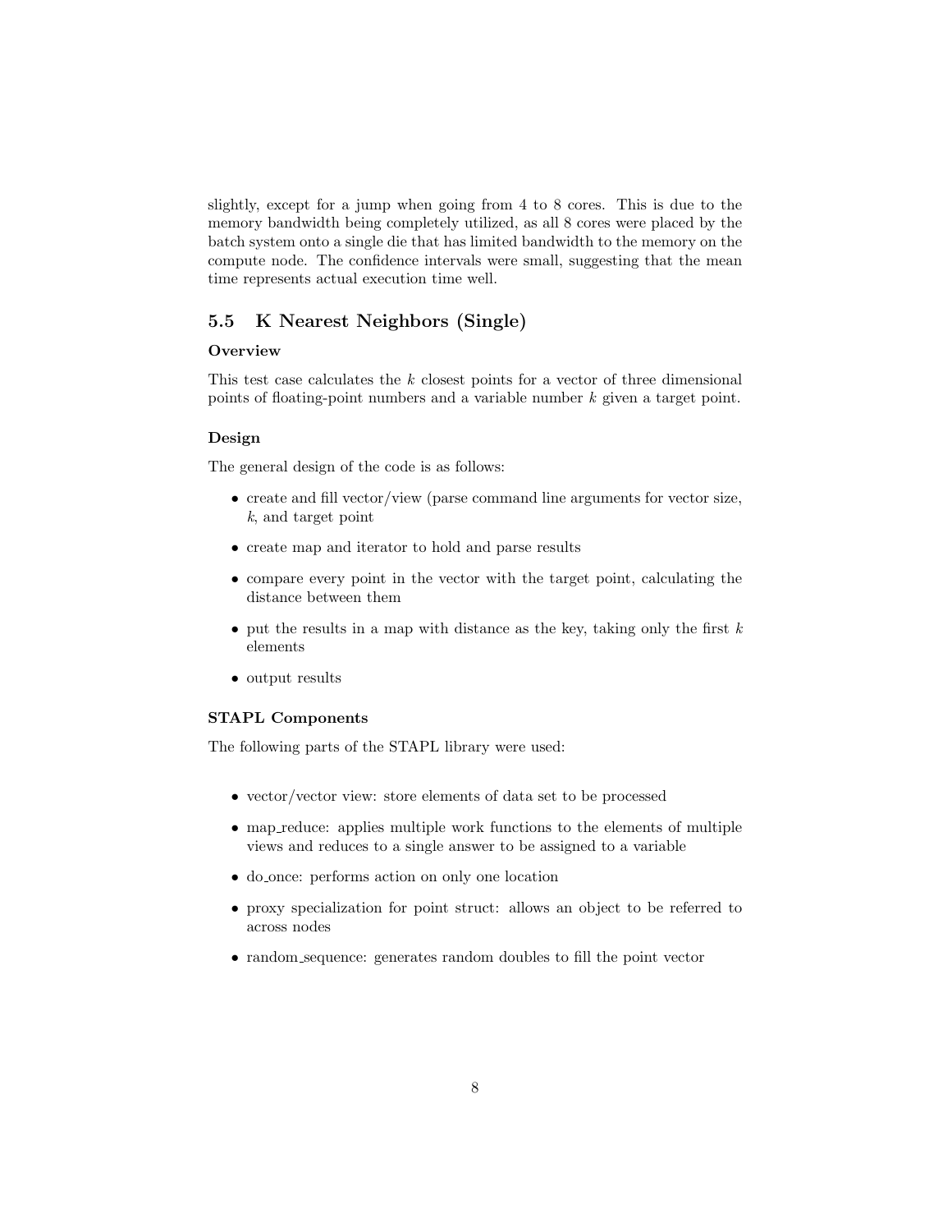slightly, except for a jump when going from 4 to 8 cores. This is due to the memory bandwidth being completely utilized, as all 8 cores were placed by the batch system onto a single die that has limited bandwidth to the memory on the compute node. The confidence intervals were small, suggesting that the mean time represents actual execution time well.

## 5.5 K Nearest Neighbors (Single)

### Overview

This test case calculates the $k$ closest points for a vector of three dimensional points of floating-point numbers and a variable number $k$ given a target point.

### Design

The general design of the code is as follows:

- create and fill vector/view (parse command line arguments for vector size, $k$, and target point
- create map and iterator to hold and parse results
- compare every point in the vector with the target point, calculating the distance between them
- put the results in a map with distance as the key, taking only the first $k$ elements
- output results

### STAPL Components

The following parts of the STAPL library were used:

- vector/vector view: store elements of data set to be processed
- map_reduce: applies multiple work functions to the elements of multiple views and reduces to a single answer to be assigned to a variable
- do_once: performs action on only one location
- proxy specialization for point struct: allows an object to be referred to across nodes
- random_sequence: generates random doubles to fill the point vector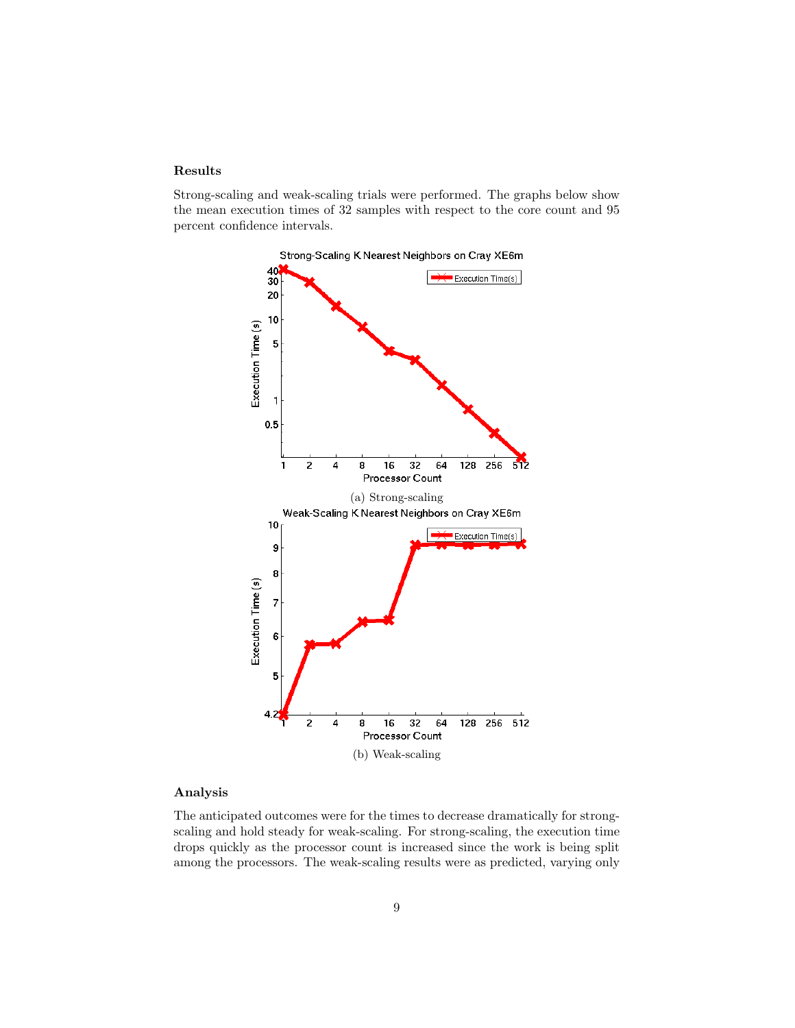## Results

Strong-scaling and weak-scaling trials were performed. The graphs below show the mean execution times of 32 samples with respect to the core count and 95 percent confidence intervals.

(a) Strong-scaling

(b) Weak-scaling

## Analysis

The anticipated outcomes were for the times to decrease dramatically for strong-scaling and hold steady for weak-scaling. For strong-scaling, the execution time drops quickly as the processor count is increased since the work is being split among the processors. The weak-scaling results were as predicted, varying only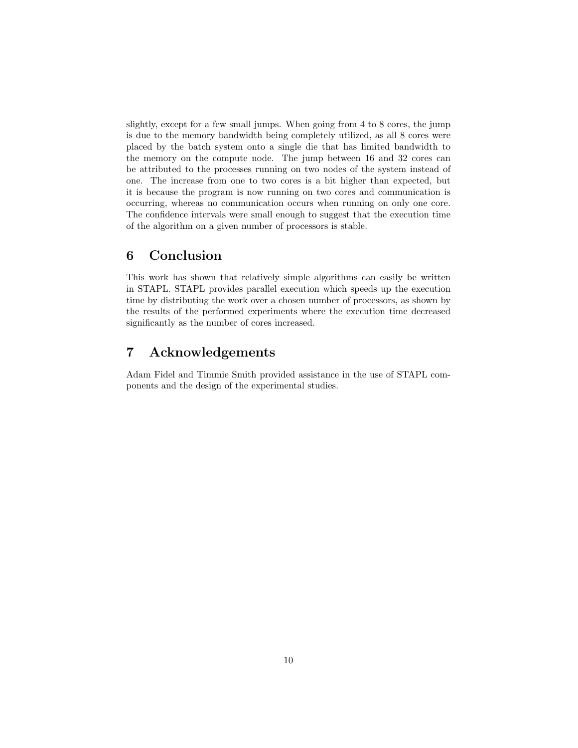slightly, except for a few small jumps. When going from 4 to 8 cores, the jump is due to the memory bandwidth being completely utilized, as all 8 cores were placed by the batch system onto a single die that has limited bandwidth to the memory on the compute node. The jump between 16 and 32 cores can be attributed to the processes running on two nodes of the system instead of one. The increase from one to two cores is a bit higher than expected, but it is because the program is now running on two cores and communication is occurring, whereas no communication occurs when running on only one core. The confidence intervals were small enough to suggest that the execution time of the algorithm on a given number of processors is stable.

## 6 Conclusion

This work has shown that relatively simple algorithms can easily be written in STAPL. STAPL provides parallel execution which speeds up the execution time by distributing the work over a chosen number of processors, as shown by the results of the performed experiments where the execution time decreased significantly as the number of cores increased.

## 7 Acknowledgements

Adam Fidel and Timmie Smith provided assistance in the use of STAPL components and the design of the experimental studies.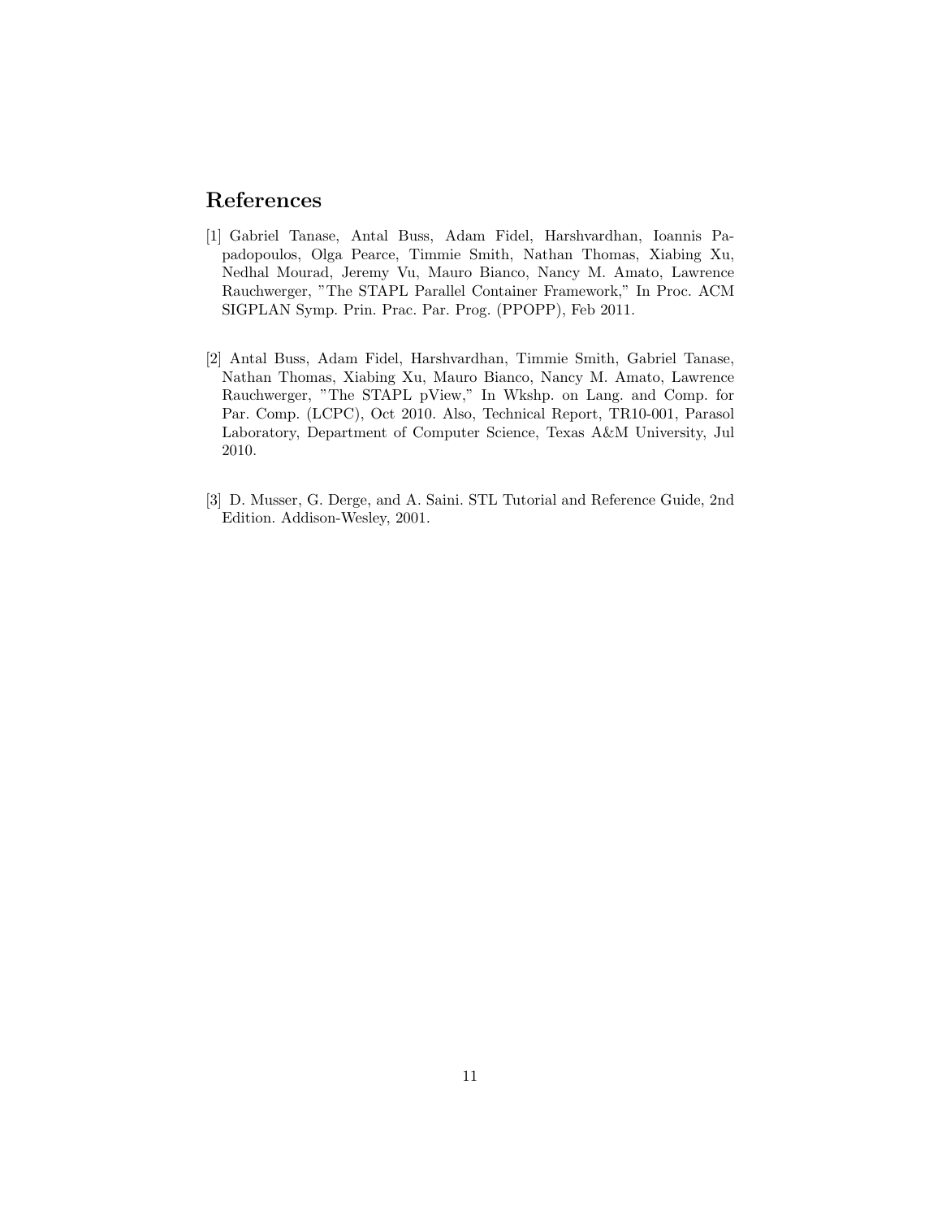## References

[1] Gabriel Tanase, Antal Buss, Adam Fidel, Harshvardhan, Ioannis Papadopoulos, Olga Pearce, Timmie Smith, Nathan Thomas, Xiabing Xu, Nedhal Mourad, Jeremy Vu, Mauro Bianco, Nancy M. Amato, Lawrence Rauchwerger, "The STAPL Parallel Container Framework," In Proc. ACM SIGPLAN Symp. Prin. Prac. Par. Prog. (PPOPP), Feb 2011.

[2] Antal Buss, Adam Fidel, Harshvardhan, Timmie Smith, Gabriel Tanase, Nathan Thomas, Xiabing Xu, Mauro Bianco, Nancy M. Amato, Lawrence Rauchwerger, "The STAPL pView," In Wkshp. on Lang. and Comp. for Par. Comp. (LCPC), Oct 2010. Also, Technical Report, TR10-001, Parasol Laboratory, Department of Computer Science, Texas A&M University, Jul 2010.

[3] D. Musser, G. Derge, and A. Saini. STL Tutorial and Reference Guide, 2nd Edition. Addison-Wesley, 2001.